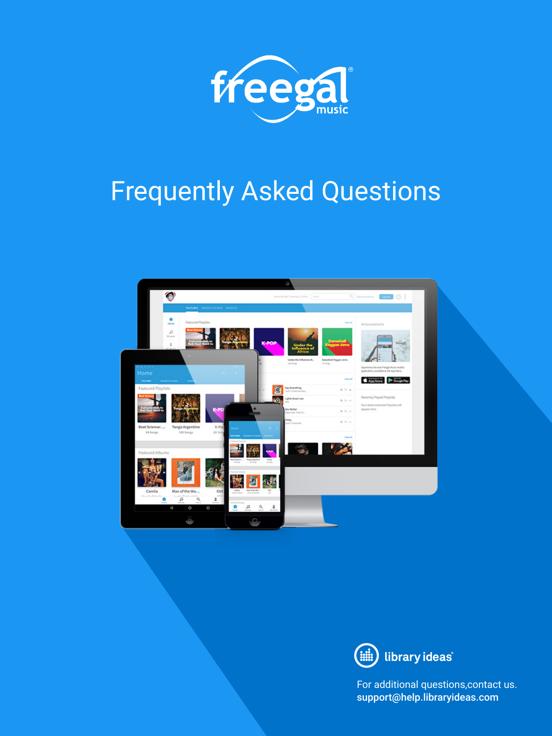# freegal music

# Frequently Asked Questions

library ideas

For additional questions,contact us.
support@help.libraryideas.com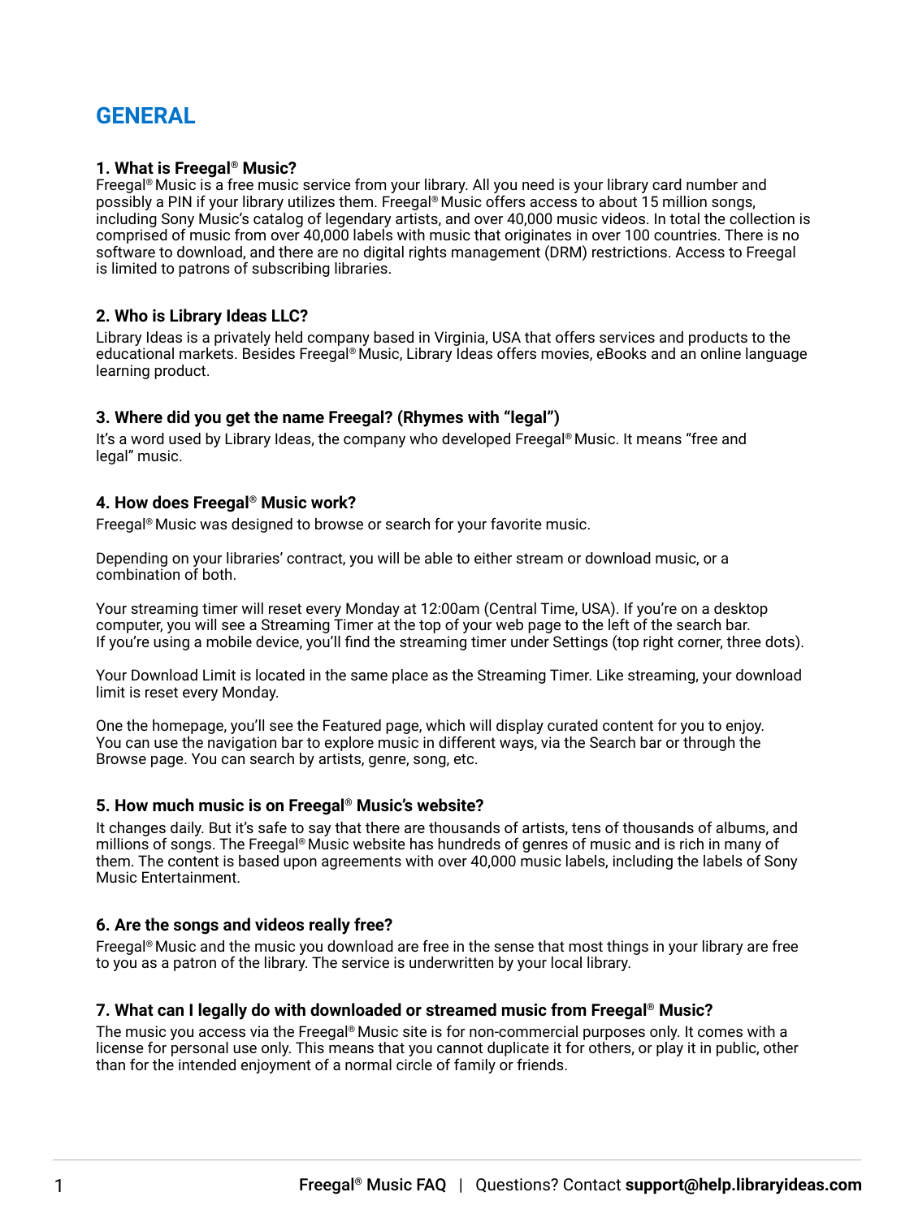# GENERAL

### 1. What is Freegal® Music?

Freegal® Music is a free music service from your library. All you need is your library card number and possibly a PIN if your library utilizes them. Freegal® Music offers access to about 15 million songs, including Sony Music's catalog of legendary artists, and over 40,000 music videos. In total the collection is comprised of music from over 40,000 labels with music that originates in over 100 countries. There is no software to download, and there are no digital rights management (DRM) restrictions. Access to Freegal is limited to patrons of subscribing libraries.

### 2. Who is Library Ideas LLC?

Library Ideas is a privately held company based in Virginia, USA that offers services and products to the educational markets. Besides Freegal® Music, Library Ideas offers movies, eBooks and an online language learning product.

### 3. Where did you get the name Freegal? (Rhymes with "legal")

It's a word used by Library Ideas, the company who developed Freegal® Music. It means "free and legal" music.

### 4. How does Freegal® Music work?

Freegal® Music was designed to browse or search for your favorite music.

Depending on your libraries' contract, you will be able to either stream or download music, or a combination of both.

Your streaming timer will reset every Monday at 12:00am (Central Time, USA). If you're on a desktop computer, you will see a Streaming Timer at the top of your web page to the left of the search bar. If you're using a mobile device, you'll find the streaming timer under Settings (top right corner, three dots).

Your Download Limit is located in the same place as the Streaming Timer. Like streaming, your download limit is reset every Monday.

One the homepage, you'll see the Featured page, which will display curated content for you to enjoy. You can use the navigation bar to explore music in different ways, via the Search bar or through the Browse page. You can search by artists, genre, song, etc.

### 5. How much music is on Freegal® Music's website?

It changes daily. But it's safe to say that there are thousands of artists, tens of thousands of albums, and millions of songs. The Freegal® Music website has hundreds of genres of music and is rich in many of them. The content is based upon agreements with over 40,000 music labels, including the labels of Sony Music Entertainment.

### 6. Are the songs and videos really free?

Freegal® Music and the music you download are free in the sense that most things in your library are free to you as a patron of the library. The service is underwritten by your local library.

### 7. What can I legally do with downloaded or streamed music from Freegal® Music?

The music you access via the Freegal® Music site is for non-commercial purposes only. It comes with a license for personal use only. This means that you cannot duplicate it for others, or play it in public, other than for the intended enjoyment of a normal circle of family or friends.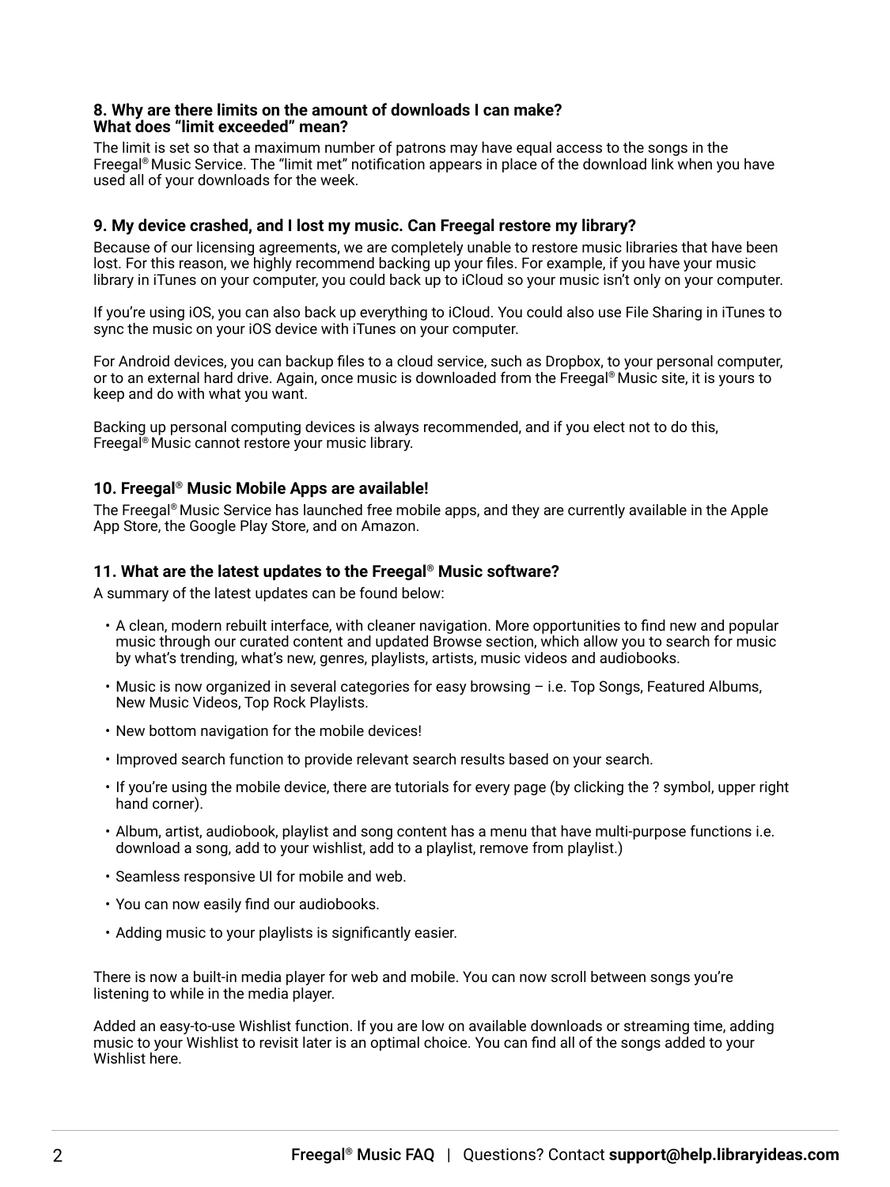### 8. Why are there limits on the amount of downloads I can make? What does "limit exceeded" mean?

The limit is set so that a maximum number of patrons may have equal access to the songs in the Freegal® Music Service. The "limit met" notification appears in place of the download link when you have used all of your downloads for the week.

### 9. My device crashed, and I lost my music. Can Freegal restore my library?

Because of our licensing agreements, we are completely unable to restore music libraries that have been lost. For this reason, we highly recommend backing up your files. For example, if you have your music library in iTunes on your computer, you could back up to iCloud so your music isn't only on your computer.

If you're using iOS, you can also back up everything to iCloud. You could also use File Sharing in iTunes to sync the music on your iOS device with iTunes on your computer.

For Android devices, you can backup files to a cloud service, such as Dropbox, to your personal computer, or to an external hard drive. Again, once music is downloaded from the Freegal® Music site, it is yours to keep and do with what you want.

Backing up personal computing devices is always recommended, and if you elect not to do this, Freegal® Music cannot restore your music library.

### 10. Freegal® Music Mobile Apps are available!

The Freegal® Music Service has launched free mobile apps, and they are currently available in the Apple App Store, the Google Play Store, and on Amazon.

### 11. What are the latest updates to the Freegal® Music software?

A summary of the latest updates can be found below:

- A clean, modern rebuilt interface, with cleaner navigation. More opportunities to find new and popular music through our curated content and updated Browse section, which allow you to search for music by what's trending, what's new, genres, playlists, artists, music videos and audiobooks.
- Music is now organized in several categories for easy browsing – i.e. Top Songs, Featured Albums, New Music Videos, Top Rock Playlists.
- New bottom navigation for the mobile devices!
- Improved search function to provide relevant search results based on your search.
- If you're using the mobile device, there are tutorials for every page (by clicking the ? symbol, upper right hand corner).
- Album, artist, audiobook, playlist and song content has a menu that have multi-purpose functions i.e. download a song, add to your wishlist, add to a playlist, remove from playlist.)
- Seamless responsive UI for mobile and web.
- You can now easily find our audiobooks.
- Adding music to your playlists is significantly easier.

There is now a built-in media player for web and mobile. You can now scroll between songs you're listening to while in the media player.

Added an easy-to-use Wishlist function. If you are low on available downloads or streaming time, adding music to your Wishlist to revisit later is an optimal choice. You can find all of the songs added to your Wishlist here.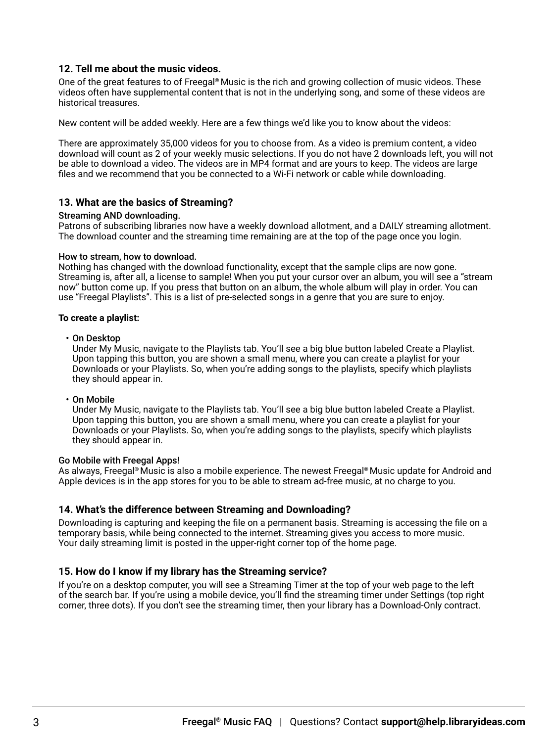### 12. Tell me about the music videos.

One of the great features to of Freegal® Music is the rich and growing collection of music videos. These videos often have supplemental content that is not in the underlying song, and some of these videos are historical treasures.

New content will be added weekly. Here are a few things we'd like you to know about the videos:

There are approximately 35,000 videos for you to choose from. As a video is premium content, a video download will count as 2 of your weekly music selections. If you do not have 2 downloads left, you will not be able to download a video. The videos are in MP4 format and are yours to keep. The videos are large files and we recommend that you be connected to a Wi-Fi network or cable while downloading.

### 13. What are the basics of Streaming?

Streaming AND downloading.
Patrons of subscribing libraries now have a weekly download allotment, and a DAILY streaming allotment. The download counter and the streaming time remaining are at the top of the page once you login.

How to stream, how to download.
Nothing has changed with the download functionality, except that the sample clips are now gone. Streaming is, after all, a license to sample! When you put your cursor over an album, you will see a "stream now" button come up. If you press that button on an album, the whole album will play in order. You can use "Freegal Playlists". This is a list of pre-selected songs in a genre that you are sure to enjoy.

**To create a playlist:**

- On Desktop
  Under My Music, navigate to the Playlists tab. You'll see a big blue button labeled Create a Playlist. Upon tapping this button, you are shown a small menu, where you can create a playlist for your Downloads or your Playlists. So, when you're adding songs to the playlists, specify which playlists they should appear in.

- On Mobile
  Under My Music, navigate to the Playlists tab. You'll see a big blue button labeled Create a Playlist. Upon tapping this button, you are shown a small menu, where you can create a playlist for your Downloads or your Playlists. So, when you're adding songs to the playlists, specify which playlists they should appear in.

Go Mobile with Freegal Apps!
As always, Freegal® Music is also a mobile experience. The newest Freegal® Music update for Android and Apple devices is in the app stores for you to be able to stream ad-free music, at no charge to you.

### 14. What's the difference between Streaming and Downloading?

Downloading is capturing and keeping the file on a permanent basis. Streaming is accessing the file on a temporary basis, while being connected to the internet. Streaming gives you access to more music. Your daily streaming limit is posted in the upper-right corner top of the home page.

### 15. How do I know if my library has the Streaming service?

If you're on a desktop computer, you will see a Streaming Timer at the top of your web page to the left of the search bar. If you're using a mobile device, you'll find the streaming timer under Settings (top right corner, three dots). If you don't see the streaming timer, then your library has a Download-Only contract.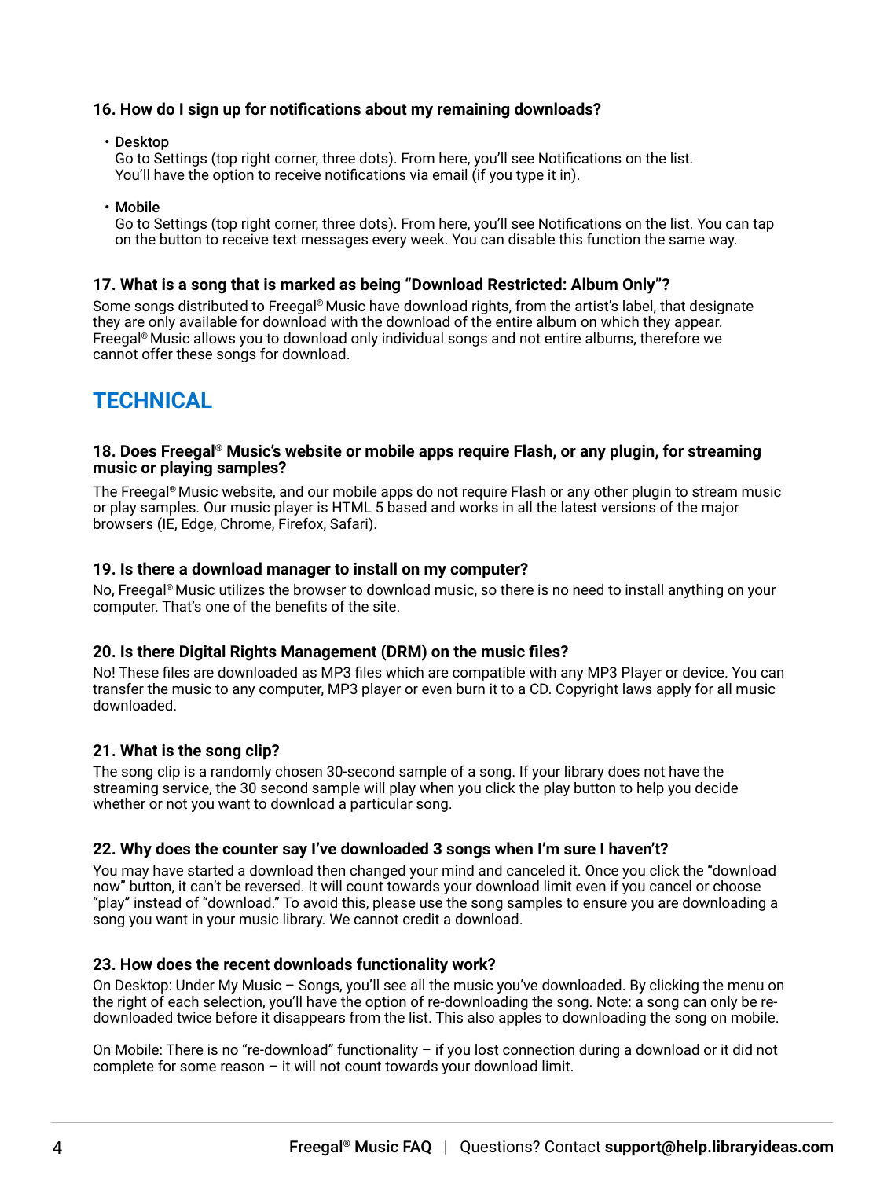### 16. How do I sign up for notifications about my remaining downloads?

- **Desktop**
  Go to Settings (top right corner, three dots). From here, you'll see Notifications on the list. You'll have the option to receive notifications via email (if you type it in).

- **Mobile**
  Go to Settings (top right corner, three dots). From here, you'll see Notifications on the list. You can tap on the button to receive text messages every week. You can disable this function the same way.

### 17. What is a song that is marked as being "Download Restricted: Album Only"?

Some songs distributed to Freegal® Music have download rights, from the artist's label, that designate they are only available for download with the download of the entire album on which they appear. Freegal® Music allows you to download only individual songs and not entire albums, therefore we cannot offer these songs for download.

## TECHNICAL

### 18. Does Freegal® Music's website or mobile apps require Flash, or any plugin, for streaming music or playing samples?

The Freegal® Music website, and our mobile apps do not require Flash or any other plugin to stream music or play samples. Our music player is HTML 5 based and works in all the latest versions of the major browsers (IE, Edge, Chrome, Firefox, Safari).

### 19. Is there a download manager to install on my computer?

No, Freegal® Music utilizes the browser to download music, so there is no need to install anything on your computer. That's one of the benefits of the site.

### 20. Is there Digital Rights Management (DRM) on the music files?

No! These files are downloaded as MP3 files which are compatible with any MP3 Player or device. You can transfer the music to any computer, MP3 player or even burn it to a CD. Copyright laws apply for all music downloaded.

### 21. What is the song clip?

The song clip is a randomly chosen 30-second sample of a song. If your library does not have the streaming service, the 30 second sample will play when you click the play button to help you decide whether or not you want to download a particular song.

### 22. Why does the counter say I've downloaded 3 songs when I'm sure I haven't?

You may have started a download then changed your mind and canceled it. Once you click the "download now" button, it can't be reversed. It will count towards your download limit even if you cancel or choose "play" instead of "download." To avoid this, please use the song samples to ensure you are downloading a song you want in your music library. We cannot credit a download.

### 23. How does the recent downloads functionality work?

On Desktop: Under My Music – Songs, you'll see all the music you've downloaded. By clicking the menu on the right of each selection, you'll have the option of re-downloading the song. Note: a song can only be re-downloaded twice before it disappears from the list. This also apples to downloading the song on mobile.

On Mobile: There is no "re-download" functionality – if you lost connection during a download or it did not complete for some reason – it will not count towards your download limit.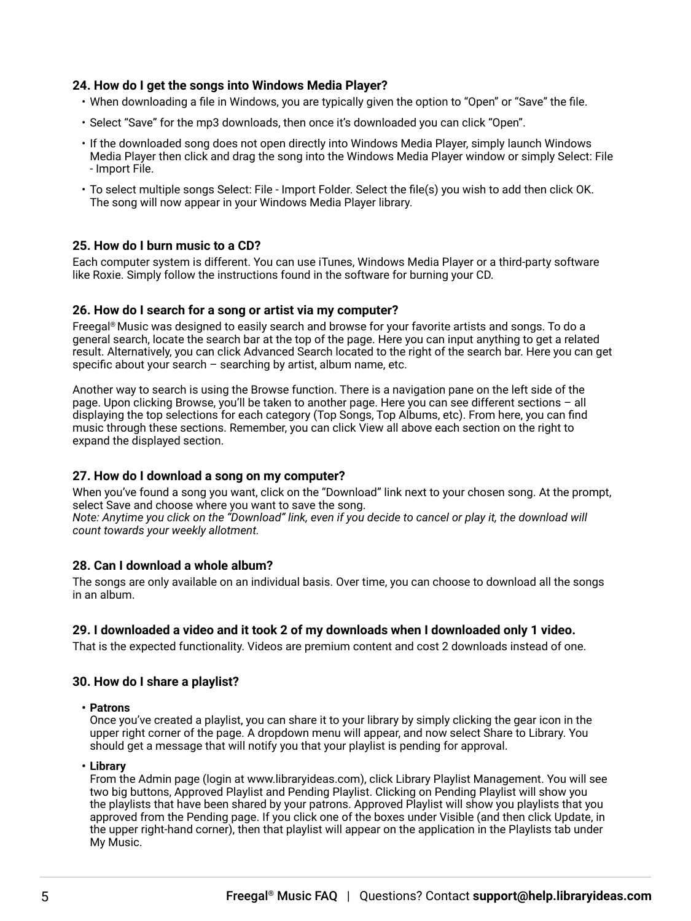### 24. How do I get the songs into Windows Media Player?

- When downloading a file in Windows, you are typically given the option to "Open" or "Save" the file.
- Select "Save" for the mp3 downloads, then once it's downloaded you can click "Open".
- If the downloaded song does not open directly into Windows Media Player, simply launch Windows Media Player then click and drag the song into the Windows Media Player window or simply Select: File - Import File.
- To select multiple songs Select: File - Import Folder. Select the file(s) you wish to add then click OK. The song will now appear in your Windows Media Player library.

### 25. How do I burn music to a CD?

Each computer system is different. You can use iTunes, Windows Media Player or a third-party software like Roxie. Simply follow the instructions found in the software for burning your CD.

### 26. How do I search for a song or artist via my computer?

Freegal® Music was designed to easily search and browse for your favorite artists and songs. To do a general search, locate the search bar at the top of the page. Here you can input anything to get a related result. Alternatively, you can click Advanced Search located to the right of the search bar. Here you can get specific about your search – searching by artist, album name, etc.

Another way to search is using the Browse function. There is a navigation pane on the left side of the page. Upon clicking Browse, you'll be taken to another page. Here you can see different sections – all displaying the top selections for each category (Top Songs, Top Albums, etc). From here, you can find music through these sections. Remember, you can click View all above each section on the right to expand the displayed section.

### 27. How do I download a song on my computer?

When you've found a song you want, click on the "Download" link next to your chosen song. At the prompt, select Save and choose where you want to save the song.
*Note: Anytime you click on the "Download" link, even if you decide to cancel or play it, the download will count towards your weekly allotment.*

### 28. Can I download a whole album?

The songs are only available on an individual basis. Over time, you can choose to download all the songs in an album.

### 29. I downloaded a video and it took 2 of my downloads when I downloaded only 1 video.

That is the expected functionality. Videos are premium content and cost 2 downloads instead of one.

### 30. How do I share a playlist?

- **Patrons**
  Once you've created a playlist, you can share it to your library by simply clicking the gear icon in the upper right corner of the page. A dropdown menu will appear, and now select Share to Library. You should get a message that will notify you that your playlist is pending for approval.
- **Library**
  From the Admin page (login at www.libraryideas.com), click Library Playlist Management. You will see two big buttons, Approved Playlist and Pending Playlist. Clicking on Pending Playlist will show you the playlists that have been shared by your patrons. Approved Playlist will show you playlists that you approved from the Pending page. If you click one of the boxes under Visible (and then click Update, in the upper right-hand corner), then that playlist will appear on the application in the Playlists tab under My Music.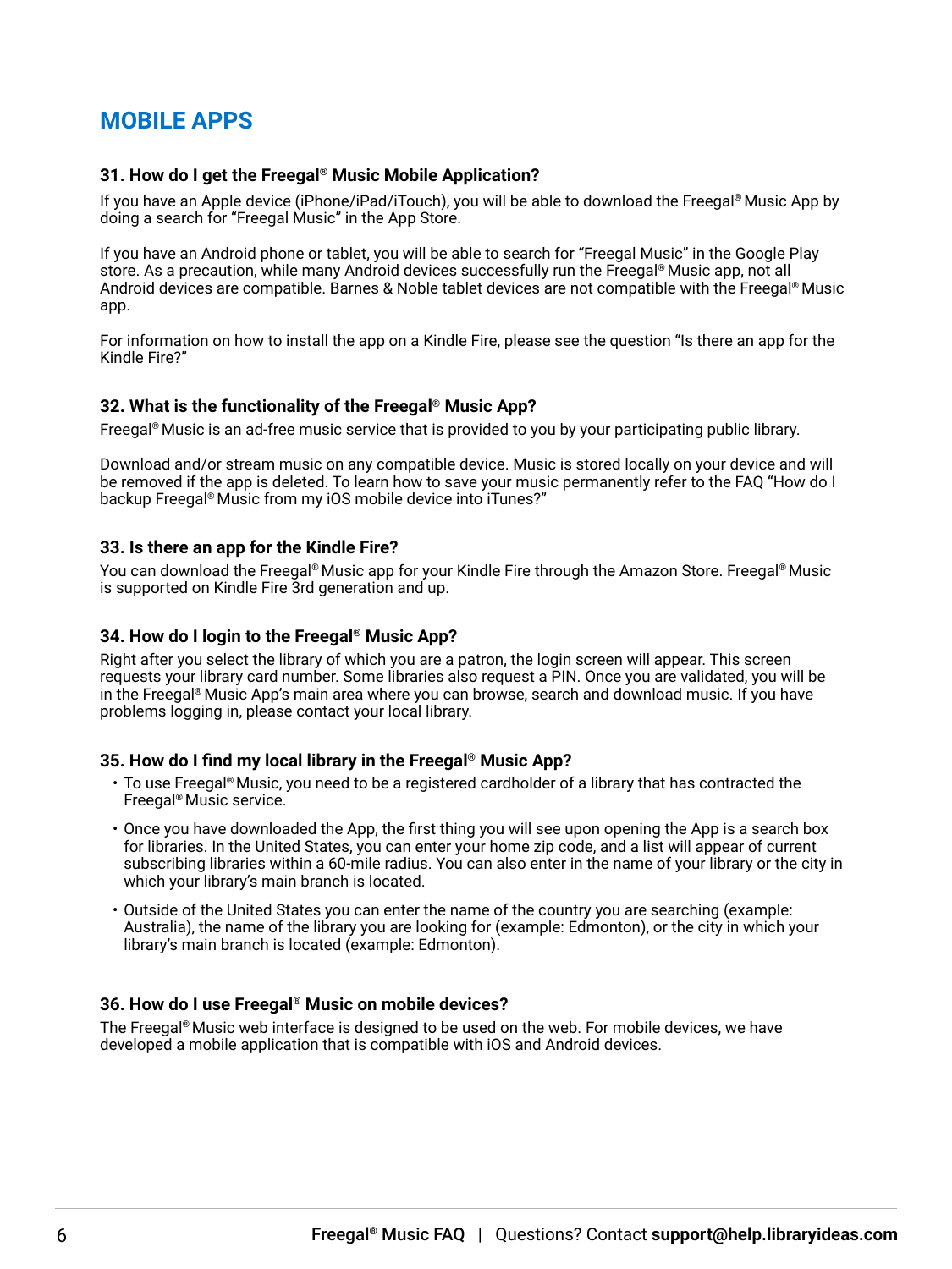# MOBILE APPS

### 31. How do I get the Freegal® Music Mobile Application?

If you have an Apple device (iPhone/iPad/iTouch), you will be able to download the Freegal® Music App by doing a search for "Freegal Music" in the App Store.

If you have an Android phone or tablet, you will be able to search for "Freegal Music" in the Google Play store. As a precaution, while many Android devices successfully run the Freegal® Music app, not all Android devices are compatible. Barnes & Noble tablet devices are not compatible with the Freegal® Music app.

For information on how to install the app on a Kindle Fire, please see the question "Is there an app for the Kindle Fire?"

### 32. What is the functionality of the Freegal® Music App?

Freegal® Music is an ad-free music service that is provided to you by your participating public library.

Download and/or stream music on any compatible device. Music is stored locally on your device and will be removed if the app is deleted. To learn how to save your music permanently refer to the FAQ "How do I backup Freegal® Music from my iOS mobile device into iTunes?"

### 33. Is there an app for the Kindle Fire?

You can download the Freegal® Music app for your Kindle Fire through the Amazon Store. Freegal® Music is supported on Kindle Fire 3rd generation and up.

### 34. How do I login to the Freegal® Music App?

Right after you select the library of which you are a patron, the login screen will appear. This screen requests your library card number. Some libraries also request a PIN. Once you are validated, you will be in the Freegal® Music App's main area where you can browse, search and download music. If you have problems logging in, please contact your local library.

### 35. How do I find my local library in the Freegal® Music App?

- To use Freegal® Music, you need to be a registered cardholder of a library that has contracted the Freegal® Music service.
- Once you have downloaded the App, the first thing you will see upon opening the App is a search box for libraries. In the United States, you can enter your home zip code, and a list will appear of current subscribing libraries within a 60-mile radius. You can also enter in the name of your library or the city in which your library's main branch is located.
- Outside of the United States you can enter the name of the country you are searching (example: Australia), the name of the library you are looking for (example: Edmonton), or the city in which your library's main branch is located (example: Edmonton).

### 36. How do I use Freegal® Music on mobile devices?

The Freegal® Music web interface is designed to be used on the web. For mobile devices, we have developed a mobile application that is compatible with iOS and Android devices.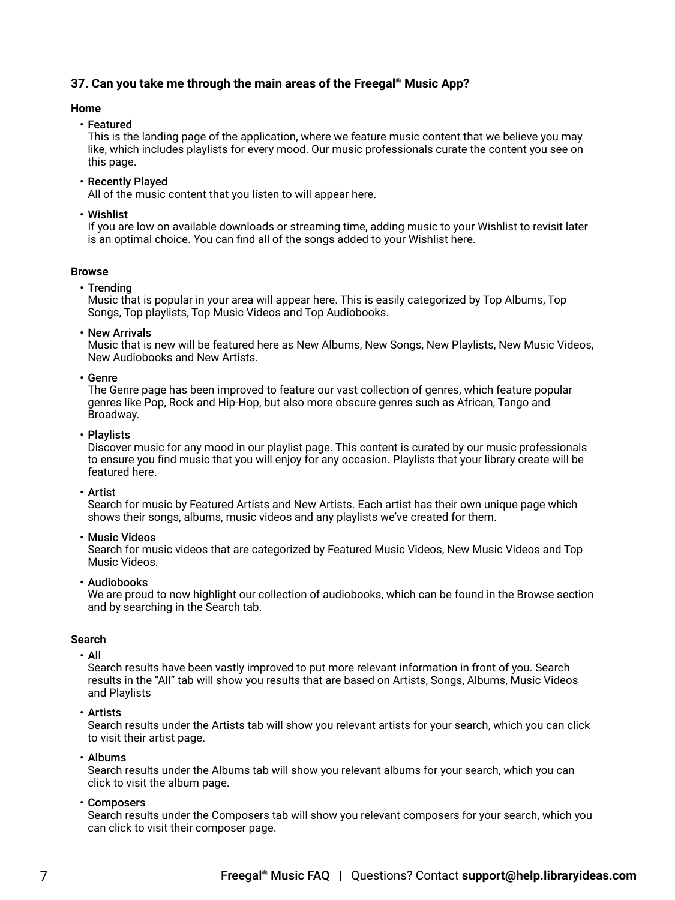### 37. Can you take me through the main areas of the Freegal® Music App?

**Home**

- Featured
  This is the landing page of the application, where we feature music content that we believe you may like, which includes playlists for every mood. Our music professionals curate the content you see on this page.
- Recently Played
  All of the music content that you listen to will appear here.
- Wishlist
  If you are low on available downloads or streaming time, adding music to your Wishlist to revisit later is an optimal choice. You can find all of the songs added to your Wishlist here.

**Browse**

- Trending
  Music that is popular in your area will appear here. This is easily categorized by Top Albums, Top Songs, Top playlists, Top Music Videos and Top Audiobooks.
- New Arrivals
  Music that is new will be featured here as New Albums, New Songs, New Playlists, New Music Videos, New Audiobooks and New Artists.
- Genre
  The Genre page has been improved to feature our vast collection of genres, which feature popular genres like Pop, Rock and Hip-Hop, but also more obscure genres such as African, Tango and Broadway.
- Playlists
  Discover music for any mood in our playlist page. This content is curated by our music professionals to ensure you find music that you will enjoy for any occasion. Playlists that your library create will be featured here.
- Artist
  Search for music by Featured Artists and New Artists. Each artist has their own unique page which shows their songs, albums, music videos and any playlists we've created for them.
- Music Videos
  Search for music videos that are categorized by Featured Music Videos, New Music Videos and Top Music Videos.
- Audiobooks
  We are proud to now highlight our collection of audiobooks, which can be found in the Browse section and by searching in the Search tab.

**Search**

- All
  Search results have been vastly improved to put more relevant information in front of you. Search results in the "All" tab will show you results that are based on Artists, Songs, Albums, Music Videos and Playlists
- Artists
  Search results under the Artists tab will show you relevant artists for your search, which you can click to visit their artist page.
- Albums
  Search results under the Albums tab will show you relevant albums for your search, which you can click to visit the album page.
- Composers
  Search results under the Composers tab will show you relevant composers for your search, which you can click to visit their composer page.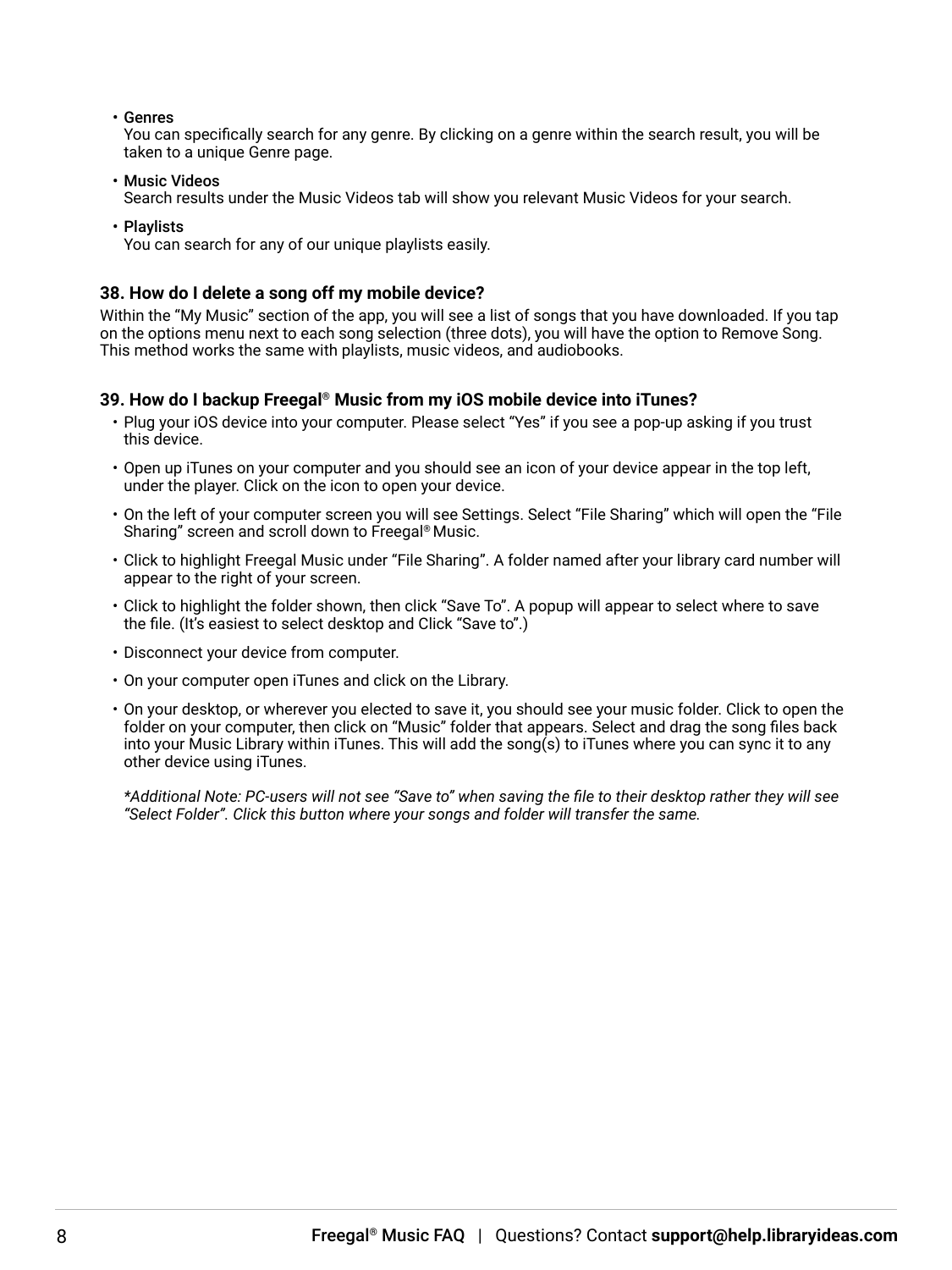- Genres
  You can specifically search for any genre. By clicking on a genre within the search result, you will be taken to a unique Genre page.
- Music Videos
  Search results under the Music Videos tab will show you relevant Music Videos for your search.
- Playlists
  You can search for any of our unique playlists easily.

### 38. How do I delete a song off my mobile device?

Within the "My Music" section of the app, you will see a list of songs that you have downloaded. If you tap on the options menu next to each song selection (three dots), you will have the option to Remove Song. This method works the same with playlists, music videos, and audiobooks.

### 39. How do I backup Freegal® Music from my iOS mobile device into iTunes?

- Plug your iOS device into your computer. Please select "Yes" if you see a pop-up asking if you trust this device.
- Open up iTunes on your computer and you should see an icon of your device appear in the top left, under the player. Click on the icon to open your device.
- On the left of your computer screen you will see Settings. Select "File Sharing" which will open the "File Sharing" screen and scroll down to Freegal® Music.
- Click to highlight Freegal Music under "File Sharing". A folder named after your library card number will appear to the right of your screen.
- Click to highlight the folder shown, then click "Save To". A popup will appear to select where to save the file. (It's easiest to select desktop and Click "Save to".)
- Disconnect your device from computer.
- On your computer open iTunes and click on the Library.
- On your desktop, or wherever you elected to save it, you should see your music folder. Click to open the folder on your computer, then click on "Music" folder that appears. Select and drag the song files back into your Music Library within iTunes. This will add the song(s) to iTunes where you can sync it to any other device using iTunes.

  *\*Additional Note: PC-users will not see "Save to" when saving the file to their desktop rather they will see "Select Folder". Click this button where your songs and folder will transfer the same.*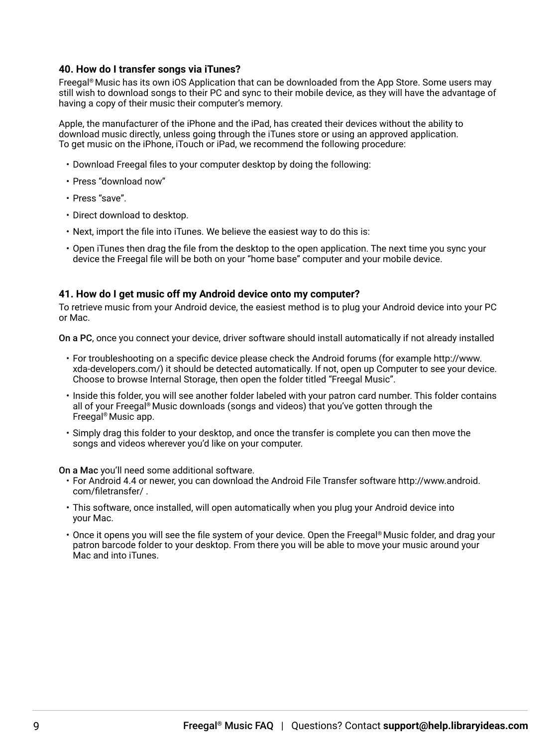### 40. How do I transfer songs via iTunes?

Freegal® Music has its own iOS Application that can be downloaded from the App Store. Some users may still wish to download songs to their PC and sync to their mobile device, as they will have the advantage of having a copy of their music their computer's memory.

Apple, the manufacturer of the iPhone and the iPad, has created their devices without the ability to download music directly, unless going through the iTunes store or using an approved application.
To get music on the iPhone, iTouch or iPad, we recommend the following procedure:

- Download Freegal files to your computer desktop by doing the following:
- Press "download now"
- Press "save".
- Direct download to desktop.
- Next, import the file into iTunes. We believe the easiest way to do this is:
- Open iTunes then drag the file from the desktop to the open application. The next time you sync your device the Freegal file will be both on your "home base" computer and your mobile device.

### 41. How do I get music off my Android device onto my computer?

To retrieve music from your Android device, the easiest method is to plug your Android device into your PC or Mac.

**On a PC**, once you connect your device, driver software should install automatically if not already installed

- For troubleshooting on a specific device please check the Android forums (for example http://www.xda-developers.com/) it should be detected automatically. If not, open up Computer to see your device. Choose to browse Internal Storage, then open the folder titled "Freegal Music".
- Inside this folder, you will see another folder labeled with your patron card number. This folder contains all of your Freegal® Music downloads (songs and videos) that you've gotten through the Freegal® Music app.
- Simply drag this folder to your desktop, and once the transfer is complete you can then move the songs and videos wherever you'd like on your computer.

**On a Mac** you'll need some additional software.

- For Android 4.4 or newer, you can download the Android File Transfer software http://www.android.com/filetransfer/ .
- This software, once installed, will open automatically when you plug your Android device into your Mac.
- Once it opens you will see the file system of your device. Open the Freegal® Music folder, and drag your patron barcode folder to your desktop. From there you will be able to move your music around your Mac and into iTunes.